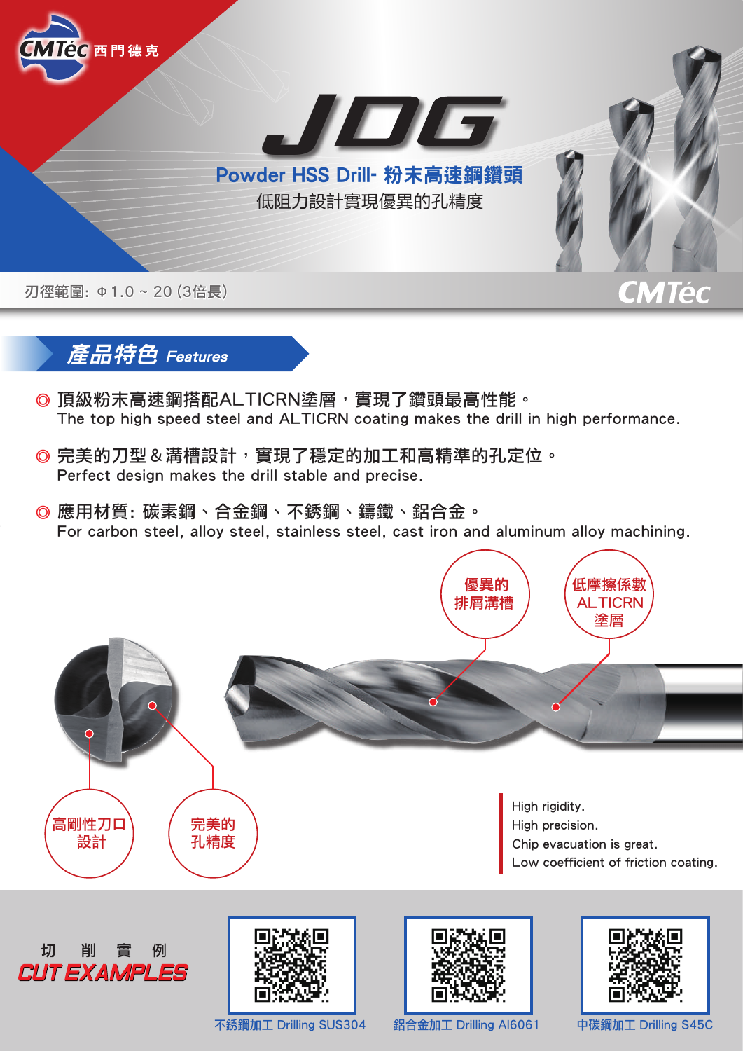CMTéc 西門德克

# JDG

## Powder HSS Drill- 粉末高速鋼鑽頭

低阻力設計實現優異的孔精度

刃徑範圍: Φ1.0 ~ 20 (3倍長)

CMTéc

## 產品特色 Features

◎ 頂級粉末高速鋼搭配ALTICRN塗層，實現了鑽頭最高性能。
The top high speed steel and ALTICRN coating makes the drill in high performance.

◎ 完美的刀型＆溝槽設計，實現了穩定的加工和高精準的孔定位。
Perfect design makes the drill stable and precise.

◎ 應用材質: 碳素鋼、合金鋼、不銹鋼、鑄鐵、鋁合金。
For carbon steel, alloy steel, stainless steel, cast iron and aluminum alloy machining.

優異的排屑溝槽

低摩擦係數 ALTICRN 塗層

高剛性刀口設計

完美的孔精度

High rigidity.
High precision.
Chip evacuation is great.
Low coefficient of friction coating.

切 削 實 例
CUT EXAMPLES

不銹鋼加工 Drilling SUS304

鋁合金加工 Drilling Al6061

中碳鋼加工 Drilling S45C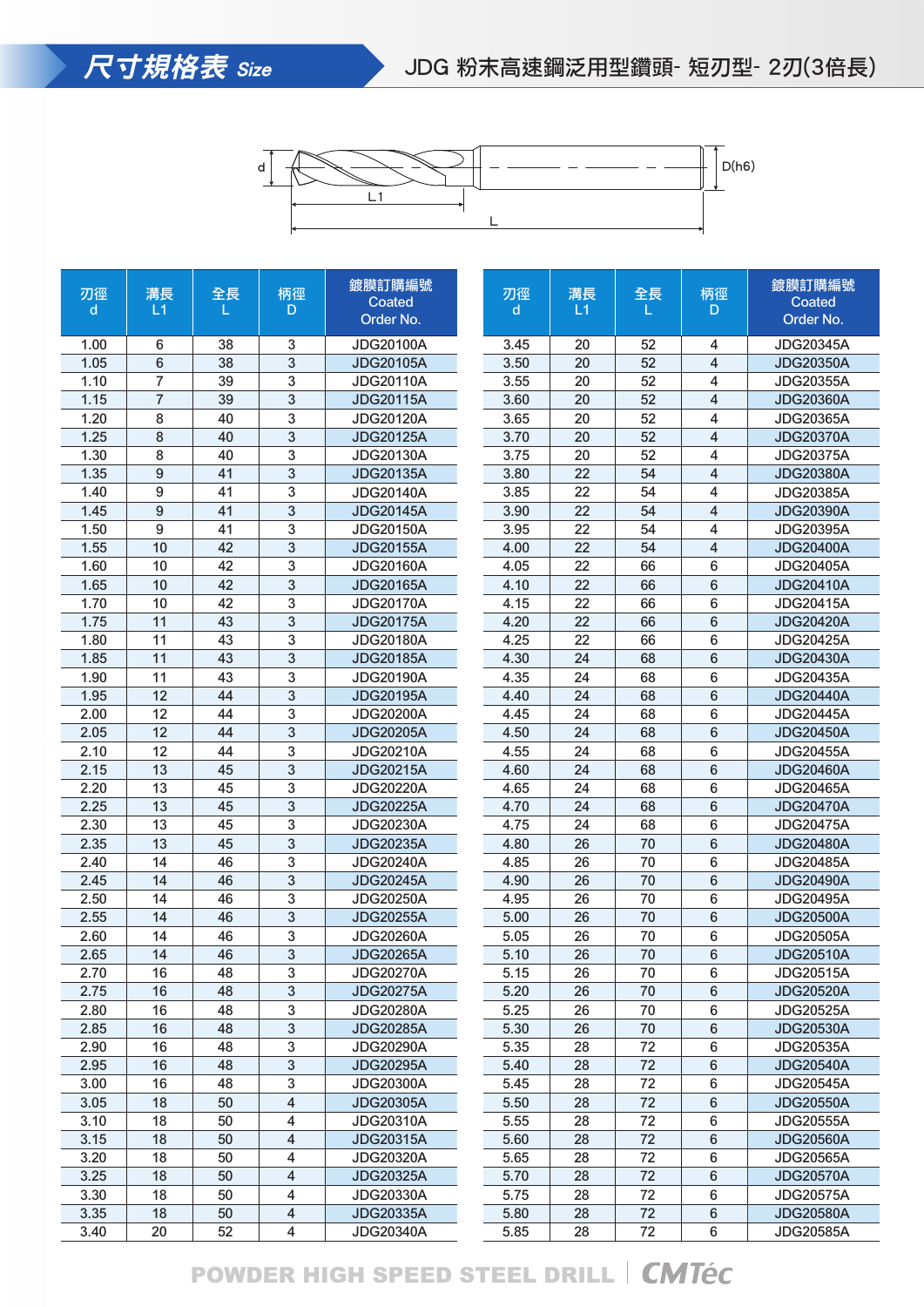## 尺寸規格表 Size

JDG 粉末高速鋼泛用型鑽頭- 短刃型- 2刃(3倍長)

d　L1　L　D(h6)

| 刃徑 d | 溝長 L1 | 全長 L | 柄徑 D | 鍍膜訂購編號 Coated Order No. |
|---|---|---|---|---|
| 1.00 | 6 | 38 | 3 | JDG20100A |
| 1.05 | 6 | 38 | 3 | JDG20105A |
| 1.10 | 7 | 39 | 3 | JDG20110A |
| 1.15 | 7 | 39 | 3 | JDG20115A |
| 1.20 | 8 | 40 | 3 | JDG20120A |
| 1.25 | 8 | 40 | 3 | JDG20125A |
| 1.30 | 8 | 40 | 3 | JDG20130A |
| 1.35 | 9 | 41 | 3 | JDG20135A |
| 1.40 | 9 | 41 | 3 | JDG20140A |
| 1.45 | 9 | 41 | 3 | JDG20145A |
| 1.50 | 9 | 41 | 3 | JDG20150A |
| 1.55 | 10 | 42 | 3 | JDG20155A |
| 1.60 | 10 | 42 | 3 | JDG20160A |
| 1.65 | 10 | 42 | 3 | JDG20165A |
| 1.70 | 10 | 42 | 3 | JDG20170A |
| 1.75 | 11 | 43 | 3 | JDG20175A |
| 1.80 | 11 | 43 | 3 | JDG20180A |
| 1.85 | 11 | 43 | 3 | JDG20185A |
| 1.90 | 11 | 43 | 3 | JDG20190A |
| 1.95 | 12 | 44 | 3 | JDG20195A |
| 2.00 | 12 | 44 | 3 | JDG20200A |
| 2.05 | 12 | 44 | 3 | JDG20205A |
| 2.10 | 12 | 44 | 3 | JDG20210A |
| 2.15 | 13 | 45 | 3 | JDG20215A |
| 2.20 | 13 | 45 | 3 | JDG20220A |
| 2.25 | 13 | 45 | 3 | JDG20225A |
| 2.30 | 13 | 45 | 3 | JDG20230A |
| 2.35 | 13 | 45 | 3 | JDG20235A |
| 2.40 | 14 | 46 | 3 | JDG20240A |
| 2.45 | 14 | 46 | 3 | JDG20245A |
| 2.50 | 14 | 46 | 3 | JDG20250A |
| 2.55 | 14 | 46 | 3 | JDG20255A |
| 2.60 | 14 | 46 | 3 | JDG20260A |
| 2.65 | 14 | 46 | 3 | JDG20265A |
| 2.70 | 16 | 48 | 3 | JDG20270A |
| 2.75 | 16 | 48 | 3 | JDG20275A |
| 2.80 | 16 | 48 | 3 | JDG20280A |
| 2.85 | 16 | 48 | 3 | JDG20285A |
| 2.90 | 16 | 48 | 3 | JDG20290A |
| 2.95 | 16 | 48 | 3 | JDG20295A |
| 3.00 | 16 | 48 | 3 | JDG20300A |
| 3.05 | 18 | 50 | 4 | JDG20305A |
| 3.10 | 18 | 50 | 4 | JDG20310A |
| 3.15 | 18 | 50 | 4 | JDG20315A |
| 3.20 | 18 | 50 | 4 | JDG20320A |
| 3.25 | 18 | 50 | 4 | JDG20325A |
| 3.30 | 18 | 50 | 4 | JDG20330A |
| 3.35 | 18 | 50 | 4 | JDG20335A |
| 3.40 | 20 | 52 | 4 | JDG20340A |
| 3.45 | 20 | 52 | 4 | JDG20345A |
| 3.50 | 20 | 52 | 4 | JDG20350A |
| 3.55 | 20 | 52 | 4 | JDG20355A |
| 3.60 | 20 | 52 | 4 | JDG20360A |
| 3.65 | 20 | 52 | 4 | JDG20365A |
| 3.70 | 20 | 52 | 4 | JDG20370A |
| 3.75 | 20 | 52 | 4 | JDG20375A |
| 3.80 | 22 | 54 | 4 | JDG20380A |
| 3.85 | 22 | 54 | 4 | JDG20385A |
| 3.90 | 22 | 54 | 4 | JDG20390A |
| 3.95 | 22 | 54 | 4 | JDG20395A |
| 4.00 | 22 | 54 | 4 | JDG20400A |
| 4.05 | 22 | 66 | 6 | JDG20405A |
| 4.10 | 22 | 66 | 6 | JDG20410A |
| 4.15 | 22 | 66 | 6 | JDG20415A |
| 4.20 | 22 | 66 | 6 | JDG20420A |
| 4.25 | 22 | 66 | 6 | JDG20425A |
| 4.30 | 24 | 68 | 6 | JDG20430A |
| 4.35 | 24 | 68 | 6 | JDG20435A |
| 4.40 | 24 | 68 | 6 | JDG20440A |
| 4.45 | 24 | 68 | 6 | JDG20445A |
| 4.50 | 24 | 68 | 6 | JDG20450A |
| 4.55 | 24 | 68 | 6 | JDG20455A |
| 4.60 | 24 | 68 | 6 | JDG20460A |
| 4.65 | 24 | 68 | 6 | JDG20465A |
| 4.70 | 24 | 68 | 6 | JDG20470A |
| 4.75 | 24 | 68 | 6 | JDG20475A |
| 4.80 | 26 | 70 | 6 | JDG20480A |
| 4.85 | 26 | 70 | 6 | JDG20485A |
| 4.90 | 26 | 70 | 6 | JDG20490A |
| 4.95 | 26 | 70 | 6 | JDG20495A |
| 5.00 | 26 | 70 | 6 | JDG20500A |
| 5.05 | 26 | 70 | 6 | JDG20505A |
| 5.10 | 26 | 70 | 6 | JDG20510A |
| 5.15 | 26 | 70 | 6 | JDG20515A |
| 5.20 | 26 | 70 | 6 | JDG20520A |
| 5.25 | 26 | 70 | 6 | JDG20525A |
| 5.30 | 26 | 70 | 6 | JDG20530A |
| 5.35 | 28 | 72 | 6 | JDG20535A |
| 5.40 | 28 | 72 | 6 | JDG20540A |
| 5.45 | 28 | 72 | 6 | JDG20545A |
| 5.50 | 28 | 72 | 6 | JDG20550A |
| 5.55 | 28 | 72 | 6 | JDG20555A |
| 5.60 | 28 | 72 | 6 | JDG20560A |
| 5.65 | 28 | 72 | 6 | JDG20565A |
| 5.70 | 28 | 72 | 6 | JDG20570A |
| 5.75 | 28 | 72 | 6 | JDG20575A |
| 5.80 | 28 | 72 | 6 | JDG20580A |
| 5.85 | 28 | 72 | 6 | JDG20585A |

POWDER HIGH SPEED STEEL DRILL | CMTéc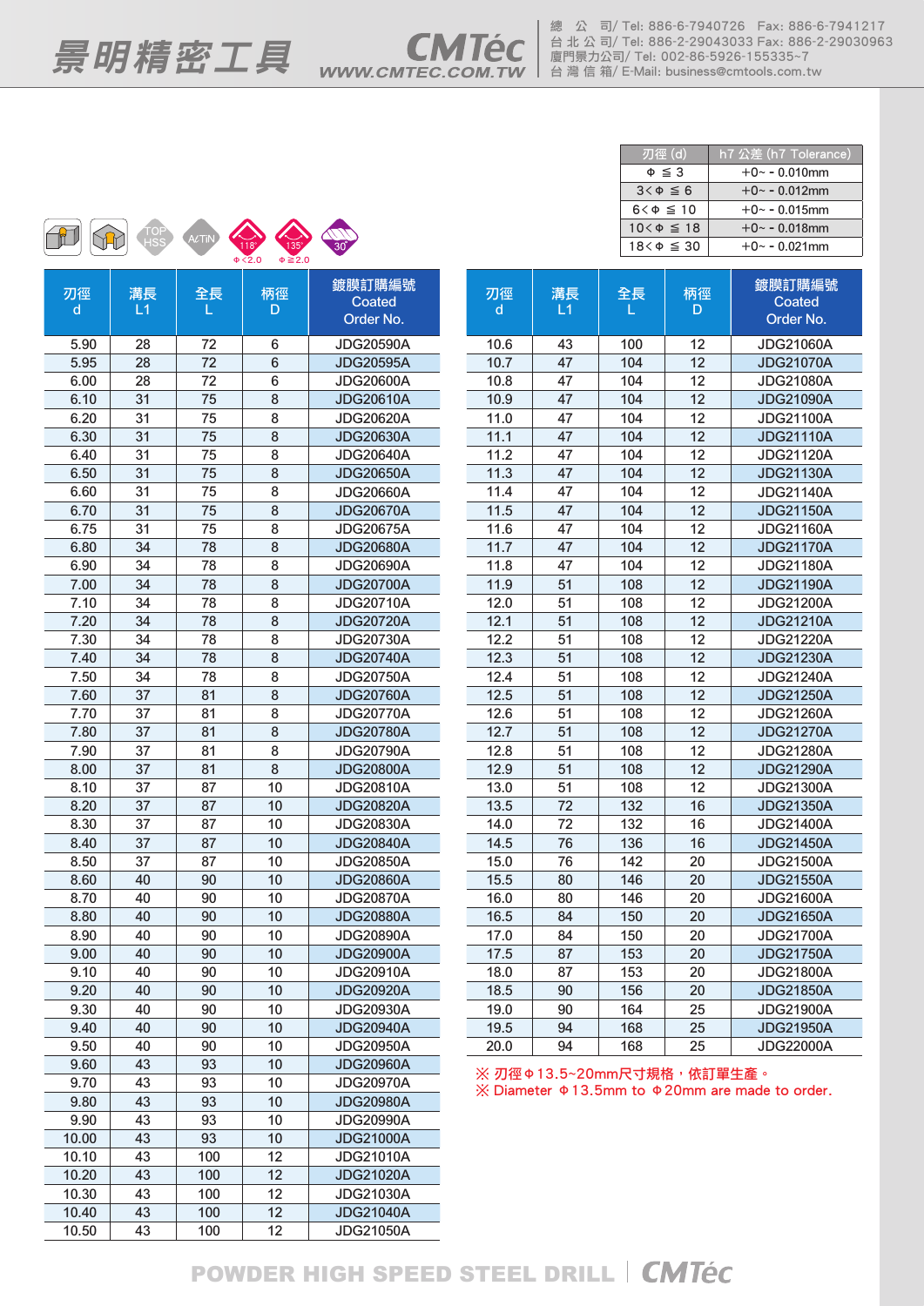| 刃徑 (d) | h7 公差 (h7 Tolerance) |
|---|---|
| Φ ≦ 3 | +0~ - 0.010mm |
| 3< Φ ≦ 6 | +0~ - 0.012mm |
| 6< Φ ≦ 10 | +0~ - 0.015mm |
| 10< Φ ≦ 18 | +0~ - 0.018mm |
| 18< Φ ≦ 30 | +0~ - 0.021mm |

TOP HSS　AlTiN　118° Φ<2.0　135° Φ≧2.0　30°

| 刃徑 d | 溝長 L1 | 全長 L | 柄徑 D | 鍍膜訂購編號 Coated Order No. |
|---|---|---|---|---|
| 5.90 | 28 | 72 | 6 | JDG20590A |
| 5.95 | 28 | 72 | 6 | JDG20595A |
| 6.00 | 28 | 72 | 6 | JDG20600A |
| 6.10 | 31 | 75 | 8 | JDG20610A |
| 6.20 | 31 | 75 | 8 | JDG20620A |
| 6.30 | 31 | 75 | 8 | JDG20630A |
| 6.40 | 31 | 75 | 8 | JDG20640A |
| 6.50 | 31 | 75 | 8 | JDG20650A |
| 6.60 | 31 | 75 | 8 | JDG20660A |
| 6.70 | 31 | 75 | 8 | JDG20670A |
| 6.75 | 31 | 75 | 8 | JDG20675A |
| 6.80 | 34 | 78 | 8 | JDG20680A |
| 6.90 | 34 | 78 | 8 | JDG20690A |
| 7.00 | 34 | 78 | 8 | JDG20700A |
| 7.10 | 34 | 78 | 8 | JDG20710A |
| 7.20 | 34 | 78 | 8 | JDG20720A |
| 7.30 | 34 | 78 | 8 | JDG20730A |
| 7.40 | 34 | 78 | 8 | JDG20740A |
| 7.50 | 34 | 78 | 8 | JDG20750A |
| 7.60 | 37 | 81 | 8 | JDG20760A |
| 7.70 | 37 | 81 | 8 | JDG20770A |
| 7.80 | 37 | 81 | 8 | JDG20780A |
| 7.90 | 37 | 81 | 8 | JDG20790A |
| 8.00 | 37 | 81 | 8 | JDG20800A |
| 8.10 | 37 | 87 | 10 | JDG20810A |
| 8.20 | 37 | 87 | 10 | JDG20820A |
| 8.30 | 37 | 87 | 10 | JDG20830A |
| 8.40 | 37 | 87 | 10 | JDG20840A |
| 8.50 | 37 | 87 | 10 | JDG20850A |
| 8.60 | 40 | 90 | 10 | JDG20860A |
| 8.70 | 40 | 90 | 10 | JDG20870A |
| 8.80 | 40 | 90 | 10 | JDG20880A |
| 8.90 | 40 | 90 | 10 | JDG20890A |
| 9.00 | 40 | 90 | 10 | JDG20900A |
| 9.10 | 40 | 90 | 10 | JDG20910A |
| 9.20 | 40 | 90 | 10 | JDG20920A |
| 9.30 | 40 | 90 | 10 | JDG20930A |
| 9.40 | 40 | 90 | 10 | JDG20940A |
| 9.50 | 40 | 90 | 10 | JDG20950A |
| 9.60 | 43 | 93 | 10 | JDG20960A |
| 9.70 | 43 | 93 | 10 | JDG20970A |
| 9.80 | 43 | 93 | 10 | JDG20980A |
| 9.90 | 43 | 93 | 10 | JDG20990A |
| 10.00 | 43 | 93 | 10 | JDG21000A |
| 10.10 | 43 | 100 | 12 | JDG21010A |
| 10.20 | 43 | 100 | 12 | JDG21020A |
| 10.30 | 43 | 100 | 12 | JDG21030A |
| 10.40 | 43 | 100 | 12 | JDG21040A |
| 10.50 | 43 | 100 | 12 | JDG21050A |
| 10.6 | 43 | 100 | 12 | JDG21060A |
| 10.7 | 47 | 104 | 12 | JDG21070A |
| 10.8 | 47 | 104 | 12 | JDG21080A |
| 10.9 | 47 | 104 | 12 | JDG21090A |
| 11.0 | 47 | 104 | 12 | JDG21100A |
| 11.1 | 47 | 104 | 12 | JDG21110A |
| 11.2 | 47 | 104 | 12 | JDG21120A |
| 11.3 | 47 | 104 | 12 | JDG21130A |
| 11.4 | 47 | 104 | 12 | JDG21140A |
| 11.5 | 47 | 104 | 12 | JDG21150A |
| 11.6 | 47 | 104 | 12 | JDG21160A |
| 11.7 | 47 | 104 | 12 | JDG21170A |
| 11.8 | 47 | 104 | 12 | JDG21180A |
| 11.9 | 51 | 108 | 12 | JDG21190A |
| 12.0 | 51 | 108 | 12 | JDG21200A |
| 12.1 | 51 | 108 | 12 | JDG21210A |
| 12.2 | 51 | 108 | 12 | JDG21220A |
| 12.3 | 51 | 108 | 12 | JDG21230A |
| 12.4 | 51 | 108 | 12 | JDG21240A |
| 12.5 | 51 | 108 | 12 | JDG21250A |
| 12.6 | 51 | 108 | 12 | JDG21260A |
| 12.7 | 51 | 108 | 12 | JDG21270A |
| 12.8 | 51 | 108 | 12 | JDG21280A |
| 12.9 | 51 | 108 | 12 | JDG21290A |
| 13.0 | 51 | 108 | 12 | JDG21300A |
| 13.5 | 72 | 132 | 16 | JDG21350A |
| 14.0 | 72 | 132 | 16 | JDG21400A |
| 14.5 | 76 | 136 | 16 | JDG21450A |
| 15.0 | 76 | 142 | 20 | JDG21500A |
| 15.5 | 80 | 146 | 20 | JDG21550A |
| 16.0 | 80 | 146 | 20 | JDG21600A |
| 16.5 | 84 | 150 | 20 | JDG21650A |
| 17.0 | 84 | 150 | 20 | JDG21700A |
| 17.5 | 87 | 153 | 20 | JDG21750A |
| 18.0 | 87 | 153 | 20 | JDG21800A |
| 18.5 | 90 | 156 | 20 | JDG21850A |
| 19.0 | 90 | 164 | 25 | JDG21900A |
| 19.5 | 94 | 168 | 25 | JDG21950A |
| 20.0 | 94 | 168 | 25 | JDG22000A |

※ 刃徑Φ13.5~20mm尺寸規格，依訂單生產。
※ Diameter Φ13.5mm to Φ20mm are made to order.

POWDER HIGH SPEED STEEL DRILL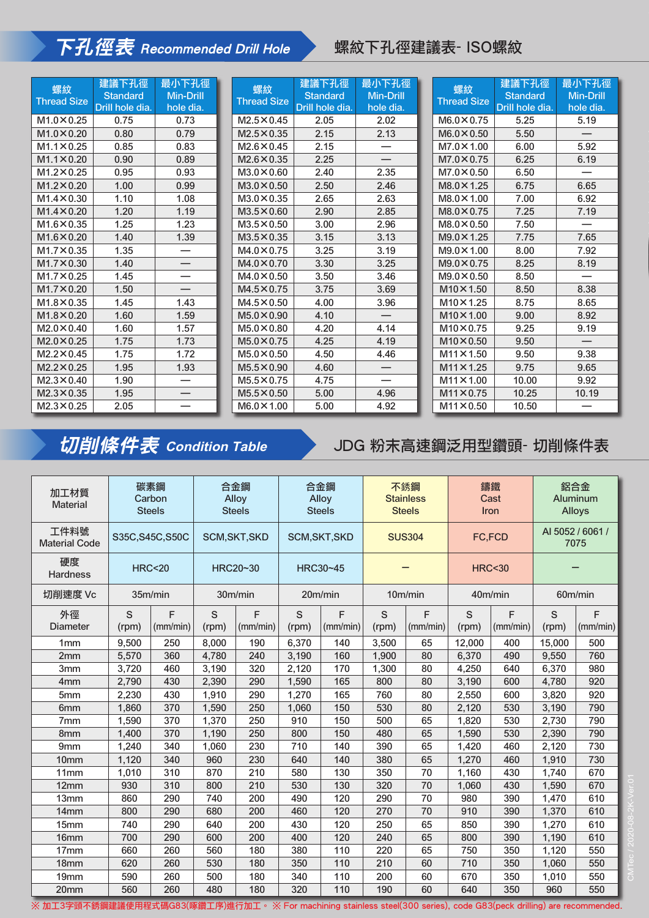## 下孔徑表 Recommended Drill Hole

### 螺紋下孔徑建議表- ISO螺紋

| 螺紋 Thread Size | 建議下孔徑 Standard Drill hole dia. | 最小下孔徑 Min-Drill hole dia. | 螺紋 Thread Size | 建議下孔徑 Standard Drill hole dia. | 最小下孔徑 Min-Drill hole dia. | 螺紋 Thread Size | 建議下孔徑 Standard Drill hole dia. | 最小下孔徑 Min-Drill hole dia. |
|---|---|---|---|---|---|---|---|---|
| M1.0×0.25 | 0.75 | 0.73 | M2.5×0.45 | 2.05 | 2.02 | M6.0×0.75 | 5.25 | 5.19 |
| M1.0×0.20 | 0.80 | 0.79 | M2.5×0.35 | 2.15 | 2.13 | M6.0×0.50 | 5.50 | — |
| M1.1×0.25 | 0.85 | 0.83 | M2.6×0.45 | 2.15 | — | M7.0×1.00 | 6.00 | 5.92 |
| M1.1×0.20 | 0.90 | 0.89 | M2.6×0.35 | 2.25 | — | M7.0×0.75 | 6.25 | 6.19 |
| M1.2×0.25 | 0.95 | 0.93 | M3.0×0.60 | 2.40 | 2.35 | M7.0×0.50 | 6.50 | — |
| M1.2×0.20 | 1.00 | 0.99 | M3.0×0.50 | 2.50 | 2.46 | M8.0×1.25 | 6.75 | 6.65 |
| M1.4×0.30 | 1.10 | 1.08 | M3.0×0.35 | 2.65 | 2.63 | M8.0×1.00 | 7.00 | 6.92 |
| M1.4×0.20 | 1.20 | 1.19 | M3.5×0.60 | 2.90 | 2.85 | M8.0×0.75 | 7.25 | 7.19 |
| M1.6×0.35 | 1.25 | 1.23 | M3.5×0.50 | 3.00 | 2.96 | M8.0×0.50 | 7.50 | — |
| M1.6×0.20 | 1.40 | 1.39 | M3.5×0.35 | 3.15 | 3.13 | M9.0×1.25 | 7.75 | 7.65 |
| M1.7×0.35 | 1.35 | — | M4.0×0.75 | 3.25 | 3.19 | M9.0×1.00 | 8.00 | 7.92 |
| M1.7×0.30 | 1.40 | — | M4.0×0.70 | 3.30 | 3.25 | M9.0×0.75 | 8.25 | 8.19 |
| M1.7×0.25 | 1.45 | — | M4.0×0.50 | 3.50 | 3.46 | M9.0×0.50 | 8.50 | — |
| M1.7×0.20 | 1.50 | — | M4.5×0.75 | 3.75 | 3.69 | M10×1.50 | 8.50 | 8.38 |
| M1.8×0.35 | 1.45 | 1.43 | M4.5×0.50 | 4.00 | 3.96 | M10×1.25 | 8.75 | 8.65 |
| M1.8×0.20 | 1.60 | 1.59 | M5.0×0.90 | 4.10 | — | M10×1.00 | 9.00 | 8.92 |
| M2.0×0.40 | 1.60 | 1.57 | M5.0×0.80 | 4.20 | 4.14 | M10×0.75 | 9.25 | 9.19 |
| M2.0×0.25 | 1.75 | 1.73 | M5.0×0.75 | 4.25 | 4.19 | M10×0.50 | 9.50 | — |
| M2.2×0.45 | 1.75 | 1.72 | M5.0×0.50 | 4.50 | 4.46 | M11×1.50 | 9.50 | 9.38 |
| M2.2×0.25 | 1.95 | 1.93 | M5.5×0.90 | 4.60 | — | M11×1.25 | 9.75 | 9.65 |
| M2.3×0.40 | 1.90 | — | M5.5×0.75 | 4.75 | — | M11×1.00 | 10.00 | 9.92 |
| M2.3×0.35 | 1.95 | — | M5.5×0.50 | 5.00 | 4.96 | M11×0.75 | 10.25 | 10.19 |
| M2.3×0.25 | 2.05 | — | M6.0×1.00 | 5.00 | 4.92 | M11×0.50 | 10.50 | — |

## 切削條件表 Condition Table

### JDG 粉末高速鋼泛用型鑽頭- 切削條件表

| 加工材質 Material | 碳素鋼 Carbon Steels | | 合金鋼 Alloy Steels | | 合金鋼 Alloy Steels | | 不銹鋼 Stainless Steels | | 鑄鐵 Cast Iron | | 鋁合金 Aluminum Alloys | |
|---|---|---|---|---|---|---|---|---|---|---|---|---|
| 工件料號 Material Code | S35C,S45C,S50C | | SCM,SKT,SKD | | SCM,SKT,SKD | | SUS304 | | FC,FCD | | Al 5052 / 6061 / 7075 | |
| 硬度 Hardness | HRC<20 | | HRC20~30 | | HRC30~45 | | — | | HRC<30 | | — | |
| 切削速度 Vc | 35m/min | | 30m/min | | 20m/min | | 10m/min | | 40m/min | | 60m/min | |
| 外徑 Diameter | S (rpm) | F (mm/min) | S (rpm) | F (mm/min) | S (rpm) | F (mm/min) | S (rpm) | F (mm/min) | S (rpm) | F (mm/min) | S (rpm) | F (mm/min) |
| 1mm | 9,500 | 250 | 8,000 | 190 | 6,370 | 140 | 3,500 | 65 | 12,000 | 400 | 15,000 | 500 |
| 2mm | 5,570 | 360 | 4,780 | 240 | 3,190 | 160 | 1,900 | 80 | 6,370 | 490 | 9,550 | 760 |
| 3mm | 3,720 | 460 | 3,190 | 320 | 2,120 | 170 | 1,300 | 80 | 4,250 | 640 | 6,370 | 980 |
| 4mm | 2,790 | 430 | 2,390 | 290 | 1,590 | 165 | 800 | 80 | 3,190 | 600 | 4,780 | 920 |
| 5mm | 2,230 | 430 | 1,910 | 290 | 1,270 | 165 | 760 | 80 | 2,550 | 600 | 3,820 | 920 |
| 6mm | 1,860 | 370 | 1,590 | 250 | 1,060 | 150 | 530 | 80 | 2,120 | 530 | 3,190 | 790 |
| 7mm | 1,590 | 370 | 1,370 | 250 | 910 | 150 | 500 | 65 | 1,820 | 530 | 2,730 | 790 |
| 8mm | 1,400 | 370 | 1,190 | 250 | 800 | 150 | 480 | 65 | 1,590 | 530 | 2,390 | 790 |
| 9mm | 1,240 | 340 | 1,060 | 230 | 710 | 140 | 390 | 65 | 1,420 | 460 | 2,120 | 730 |
| 10mm | 1,120 | 340 | 960 | 230 | 640 | 140 | 380 | 65 | 1,270 | 460 | 1,910 | 730 |
| 11mm | 1,010 | 310 | 870 | 210 | 580 | 130 | 350 | 70 | 1,160 | 430 | 1,740 | 670 |
| 12mm | 930 | 310 | 800 | 210 | 530 | 130 | 320 | 70 | 1,060 | 430 | 1,590 | 670 |
| 13mm | 860 | 290 | 740 | 200 | 490 | 120 | 290 | 70 | 980 | 390 | 1,470 | 610 |
| 14mm | 800 | 290 | 680 | 200 | 460 | 120 | 270 | 70 | 910 | 390 | 1,370 | 610 |
| 15mm | 740 | 290 | 640 | 200 | 430 | 120 | 250 | 65 | 850 | 390 | 1,270 | 610 |
| 16mm | 700 | 290 | 600 | 200 | 400 | 120 | 240 | 65 | 800 | 390 | 1,190 | 610 |
| 17mm | 660 | 260 | 560 | 180 | 380 | 110 | 220 | 65 | 750 | 350 | 1,120 | 550 |
| 18mm | 620 | 260 | 530 | 180 | 350 | 110 | 210 | 60 | 710 | 350 | 1,060 | 550 |
| 19mm | 590 | 260 | 500 | 180 | 340 | 110 | 200 | 60 | 670 | 350 | 1,010 | 550 |
| 20mm | 560 | 260 | 480 | 180 | 320 | 110 | 190 | 60 | 640 | 350 | 960 | 550 |

※ 加工3字頭不銹鋼建議使用程式碼G83(啄鑽工序)進行加工。 ※ For machining stainless steel(300 series), code G83(peck drilling) are recommended.

CMTec / 2020-08-2K-Ver.01